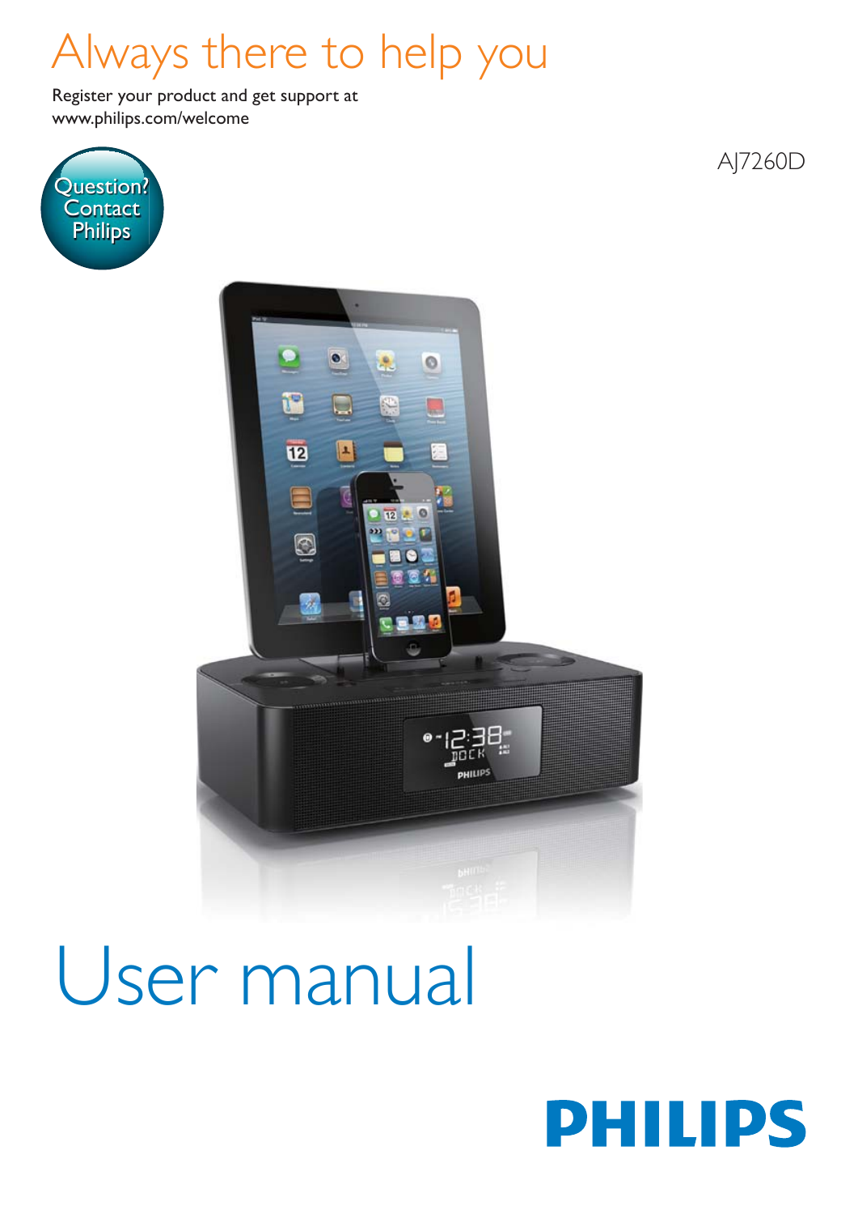# Always there to help you

Register your product and get support at
www.philips.com/welcome

Question? Contact Philips

AJ7260D

# User manual

PHILIPS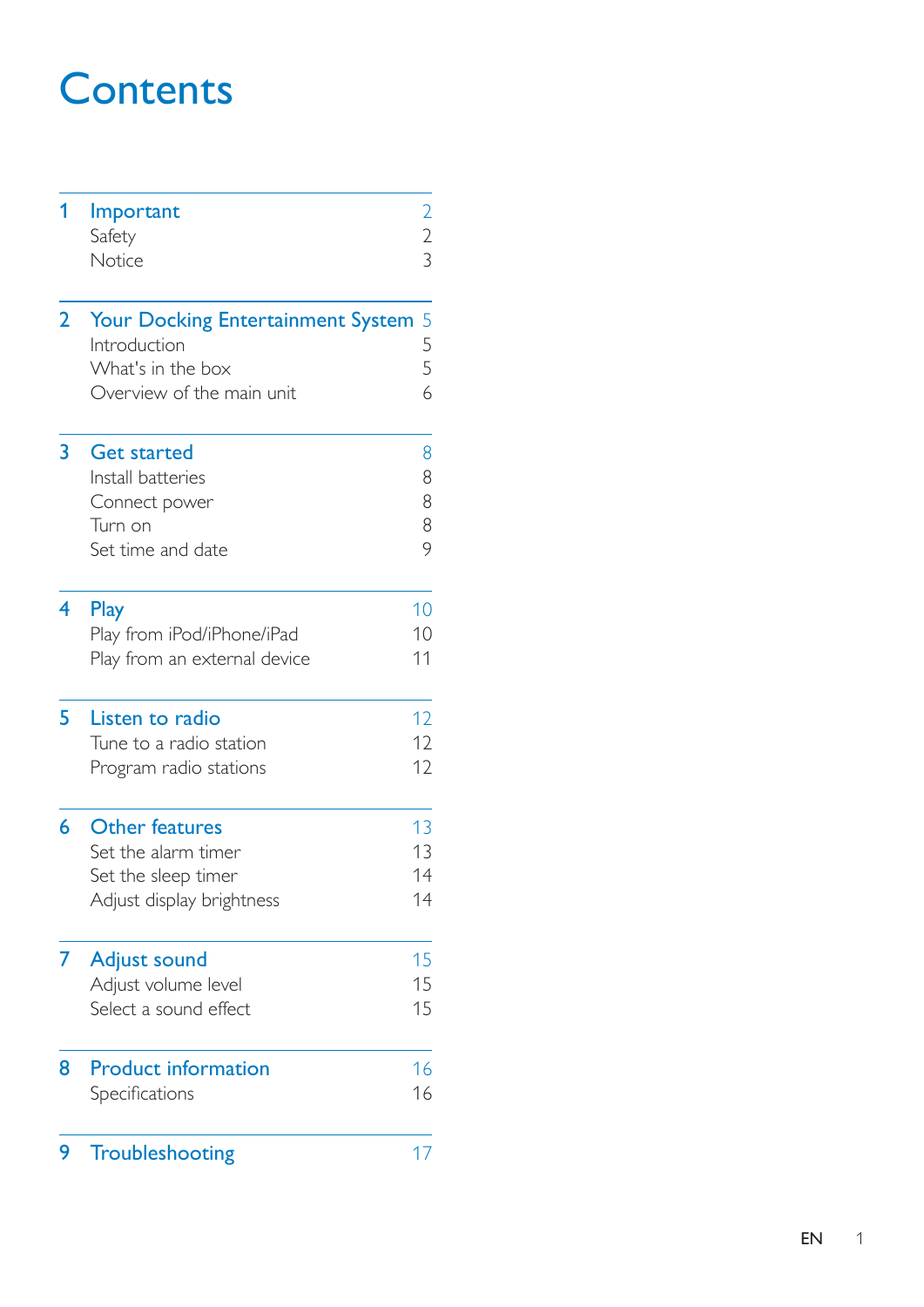# Contents

| | | |
|---|---|---|
| 1 | **Important** | 2 |
| | Safety | 2 |
| | Notice | 3 |
| 2 | **Your Docking Entertainment System** | 5 |
| | Introduction | 5 |
| | What's in the box | 5 |
| | Overview of the main unit | 6 |
| 3 | **Get started** | 8 |
| | Install batteries | 8 |
| | Connect power | 8 |
| | Turn on | 8 |
| | Set time and date | 9 |
| 4 | **Play** | 10 |
| | Play from iPod/iPhone/iPad | 10 |
| | Play from an external device | 11 |
| 5 | **Listen to radio** | 12 |
| | Tune to a radio station | 12 |
| | Program radio stations | 12 |
| 6 | **Other features** | 13 |
| | Set the alarm timer | 13 |
| | Set the sleep timer | 14 |
| | Adjust display brightness | 14 |
| 7 | **Adjust sound** | 15 |
| | Adjust volume level | 15 |
| | Select a sound effect | 15 |
| 8 | **Product information** | 16 |
| | Specifications | 16 |
| 9 | **Troubleshooting** | 17 |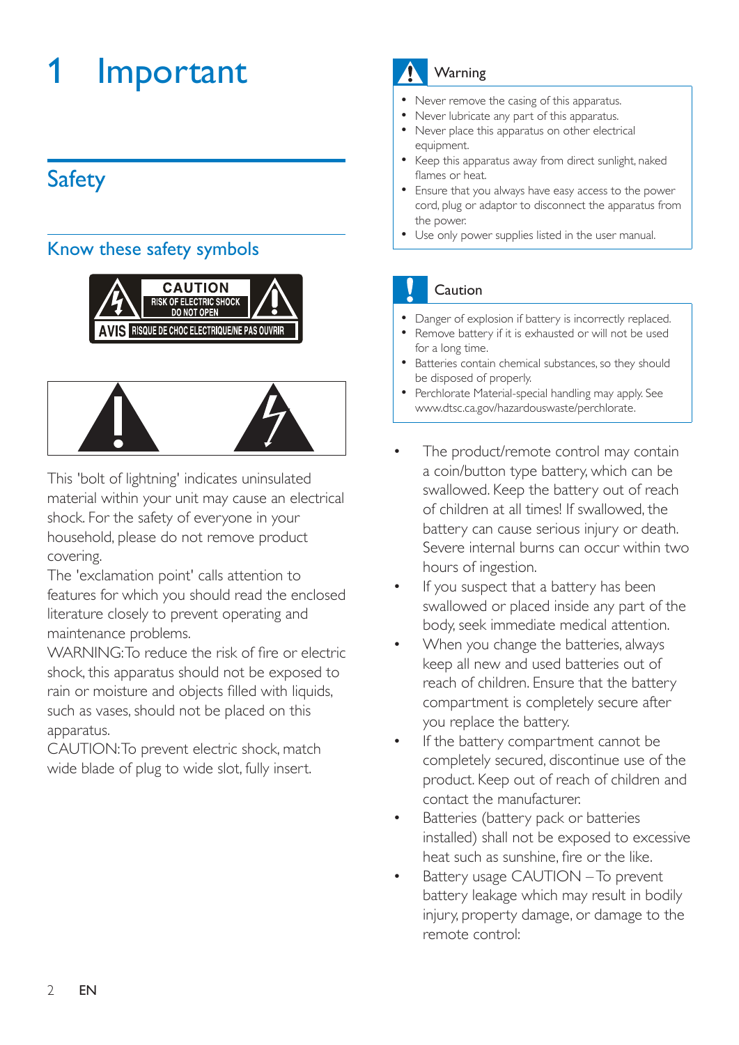# 1 Important

## Safety

### Know these safety symbols

This 'bolt of lightning' indicates uninsulated material within your unit may cause an electrical shock. For the safety of everyone in your household, please do not remove product covering.

The 'exclamation point' calls attention to features for which you should read the enclosed literature closely to prevent operating and maintenance problems.

WARNING: To reduce the risk of fire or electric shock, this apparatus should not be exposed to rain or moisture and objects filled with liquids, such as vases, should not be placed on this apparatus.

CAUTION: To prevent electric shock, match wide blade of plug to wide slot, fully insert.

**Warning**

- Never remove the casing of this apparatus.
- Never lubricate any part of this apparatus.
- Never place this apparatus on other electrical equipment.
- Keep this apparatus away from direct sunlight, naked flames or heat.
- Ensure that you always have easy access to the power cord, plug or adaptor to disconnect the apparatus from the power.
- Use only power supplies listed in the user manual.

**Caution**

- Danger of explosion if battery is incorrectly replaced.
- Remove battery if it is exhausted or will not be used for a long time.
- Batteries contain chemical substances, so they should be disposed of properly.
- Perchlorate Material-special handling may apply. See www.dtsc.ca.gov/hazardouswaste/perchlorate.

- The product/remote control may contain a coin/button type battery, which can be swallowed. Keep the battery out of reach of children at all times! If swallowed, the battery can cause serious injury or death. Severe internal burns can occur within two hours of ingestion.
- If you suspect that a battery has been swallowed or placed inside any part of the body, seek immediate medical attention.
- When you change the batteries, always keep all new and used batteries out of reach of children. Ensure that the battery compartment is completely secure after you replace the battery.
- If the battery compartment cannot be completely secured, discontinue use of the product. Keep out of reach of children and contact the manufacturer.
- Batteries (battery pack or batteries installed) shall not be exposed to excessive heat such as sunshine, fire or the like.
- Battery usage CAUTION – To prevent battery leakage which may result in bodily injury, property damage, or damage to the remote control: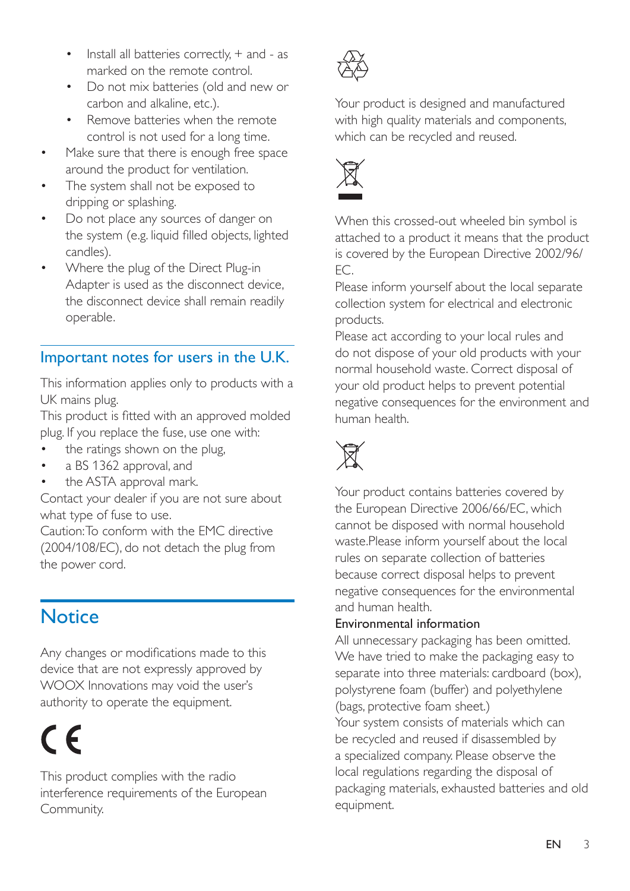- Install all batteries correctly, + and - as marked on the remote control.
    - Do not mix batteries (old and new or carbon and alkaline, etc.).
    - Remove batteries when the remote control is not used for a long time.
- Make sure that there is enough free space around the product for ventilation.
- The system shall not be exposed to dripping or splashing.
- Do not place any sources of danger on the system (e.g. liquid filled objects, lighted candles).
- Where the plug of the Direct Plug-in Adapter is used as the disconnect device, the disconnect device shall remain readily operable.

## Important notes for users in the U.K.

This information applies only to products with a UK mains plug.

This product is fitted with an approved molded plug. If you replace the fuse, use one with:

- the ratings shown on the plug,
- a BS 1362 approval, and
- the ASTA approval mark.

Contact your dealer if you are not sure about what type of fuse to use.

Caution: To conform with the EMC directive (2004/108/EC), do not detach the plug from the power cord.

# Notice

Any changes or modifications made to this device that are not expressly approved by WOOX Innovations may void the user's authority to operate the equipment.

This product complies with the radio interference requirements of the European Community.

Your product is designed and manufactured with high quality materials and components, which can be recycled and reused.

When this crossed-out wheeled bin symbol is attached to a product it means that the product is covered by the European Directive 2002/96/EC.

Please inform yourself about the local separate collection system for electrical and electronic products.

Please act according to your local rules and do not dispose of your old products with your normal household waste. Correct disposal of your old product helps to prevent potential negative consequences for the environment and human health.

Your product contains batteries covered by the European Directive 2006/66/EC, which cannot be disposed with normal household waste. Please inform yourself about the local rules on separate collection of batteries because correct disposal helps to prevent negative consequences for the environmental and human health.

**Environmental information**

All unnecessary packaging has been omitted. We have tried to make the packaging easy to separate into three materials: cardboard (box), polystyrene foam (buffer) and polyethylene (bags, protective foam sheet.)

Your system consists of materials which can be recycled and reused if disassembled by a specialized company. Please observe the local regulations regarding the disposal of packaging materials, exhausted batteries and old equipment.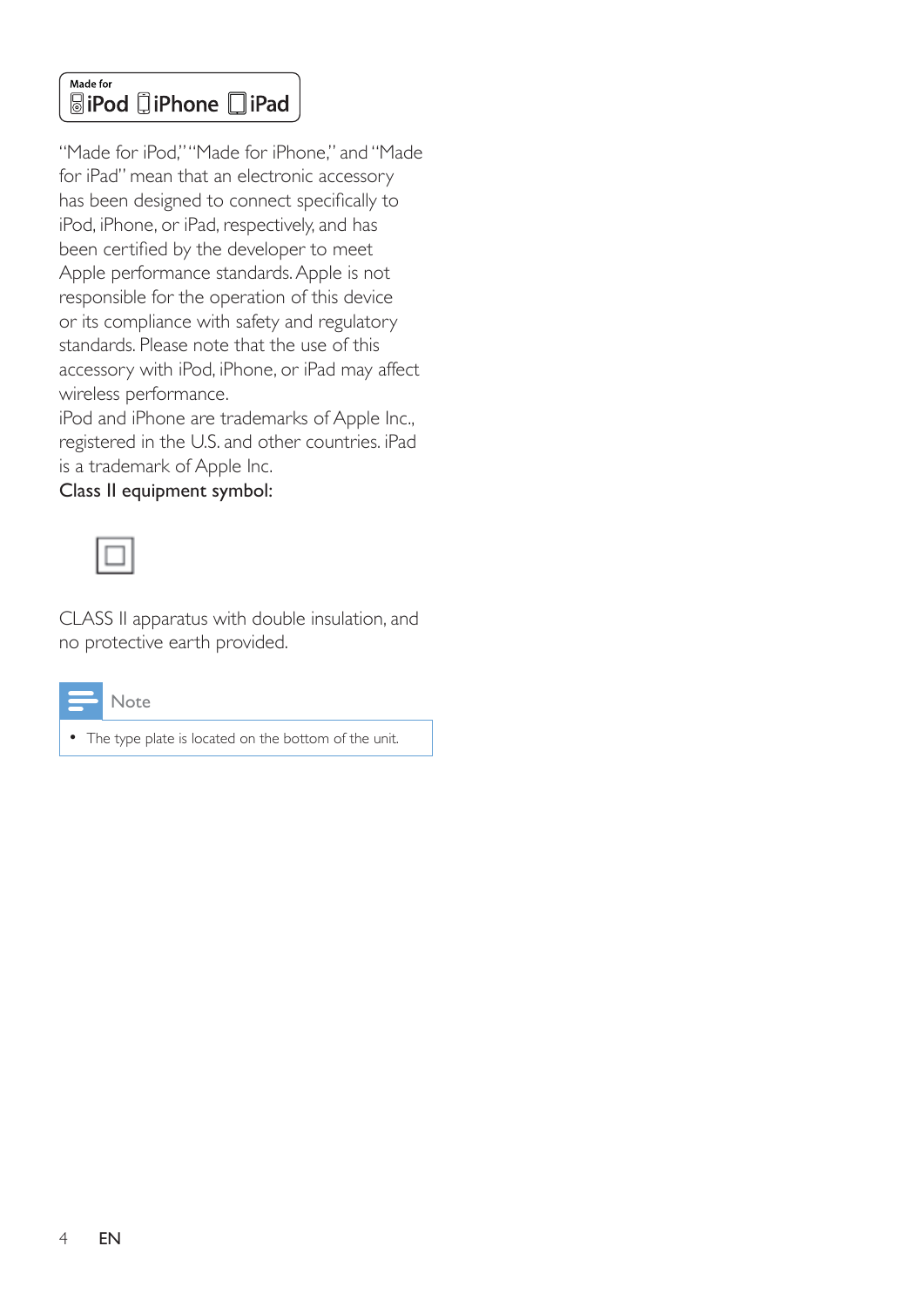Made for iPod iPhone iPad

"Made for iPod," "Made for iPhone," and "Made for iPad" mean that an electronic accessory has been designed to connect specifically to iPod, iPhone, or iPad, respectively, and has been certified by the developer to meet Apple performance standards. Apple is not responsible for the operation of this device or its compliance with safety and regulatory standards. Please note that the use of this accessory with iPod, iPhone, or iPad may affect wireless performance.

iPod and iPhone are trademarks of Apple Inc., registered in the U.S. and other countries. iPad is a trademark of Apple Inc.

Class II equipment symbol:

CLASS II apparatus with double insulation, and no protective earth provided.

**Note**

- The type plate is located on the bottom of the unit.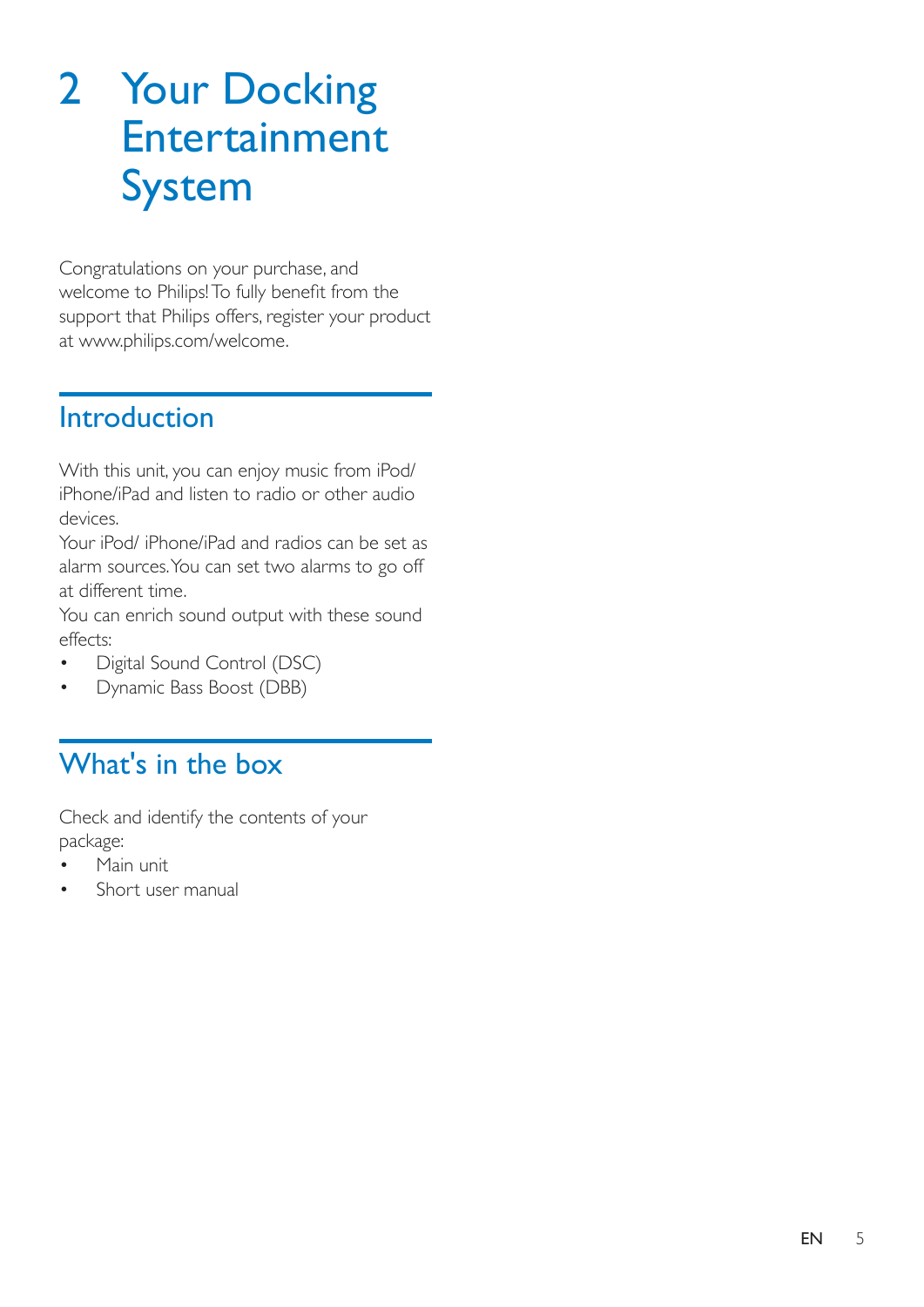# 2 Your Docking Entertainment System

Congratulations on your purchase, and welcome to Philips! To fully benefit from the support that Philips offers, register your product at www.philips.com/welcome.

## Introduction

With this unit, you can enjoy music from iPod/iPhone/iPad and listen to radio or other audio devices.
Your iPod/ iPhone/iPad and radios can be set as alarm sources. You can set two alarms to go off at different time.
You can enrich sound output with these sound effects:

- Digital Sound Control (DSC)
- Dynamic Bass Boost (DBB)

## What's in the box

Check and identify the contents of your package:

- Main unit
- Short user manual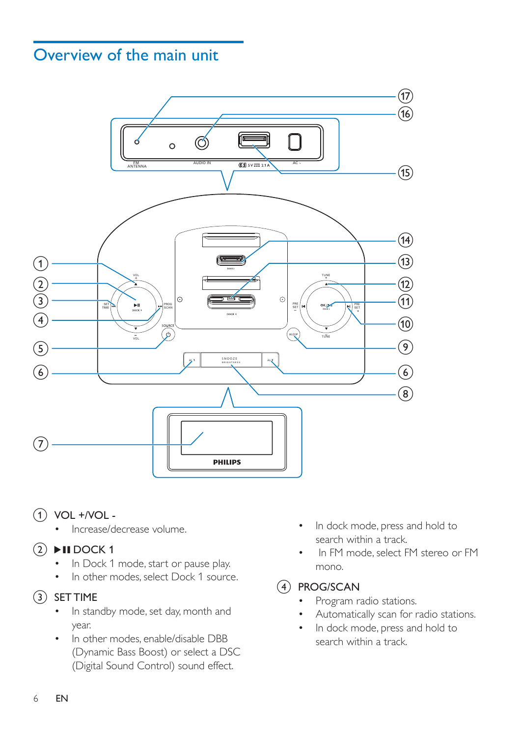## Overview of the main unit

① VOL +/VOL -

- Increase/decrease volume.

② ▶II DOCK 1

- In Dock 1 mode, start or pause play.
- In other modes, select Dock 1 source.

③ SET TIME

- In standby mode, set day, month and year.
- In other modes, enable/disable DBB (Dynamic Bass Boost) or select a DSC (Digital Sound Control) sound effect.
- In dock mode, press and hold to search within a track.
- In FM mode, select FM stereo or FM mono.

④ PROG/SCAN

- Program radio stations.
- Automatically scan for radio stations.
- In dock mode, press and hold to search within a track.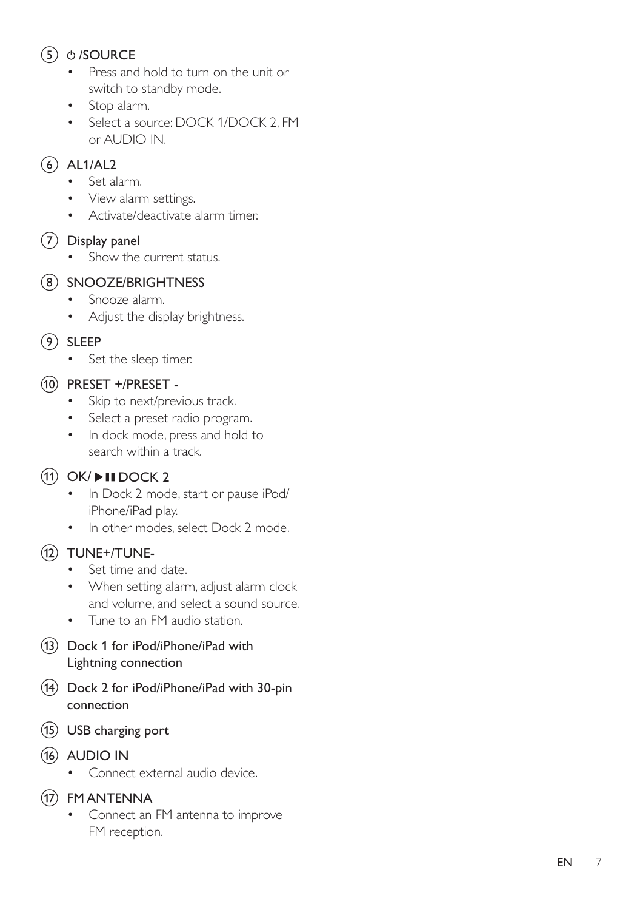(5) ⏻ /SOURCE

- Press and hold to turn on the unit or switch to standby mode.
- Stop alarm.
- Select a source: DOCK 1/DOCK 2, FM or AUDIO IN.

(6) AL1/AL2

- Set alarm.
- View alarm settings.
- Activate/deactivate alarm timer.

(7) Display panel

- Show the current status.

(8) SNOOZE/BRIGHTNESS

- Snooze alarm.
- Adjust the display brightness.

(9) SLEEP

- Set the sleep timer.

(10) PRESET +/PRESET -

- Skip to next/previous track.
- Select a preset radio program.
- In dock mode, press and hold to search within a track.

(11) OK/ ▶❚❚ DOCK 2

- In Dock 2 mode, start or pause iPod/iPhone/iPad play.
- In other modes, select Dock 2 mode.

(12) TUNE+/TUNE-

- Set time and date.
- When setting alarm, adjust alarm clock and volume, and select a sound source.
- Tune to an FM audio station.

(13) Dock 1 for iPod/iPhone/iPad with Lightning connection

(14) Dock 2 for iPod/iPhone/iPad with 30-pin connection

(15) USB charging port

(16) AUDIO IN

- Connect external audio device.

(17) FM ANTENNA

- Connect an FM antenna to improve FM reception.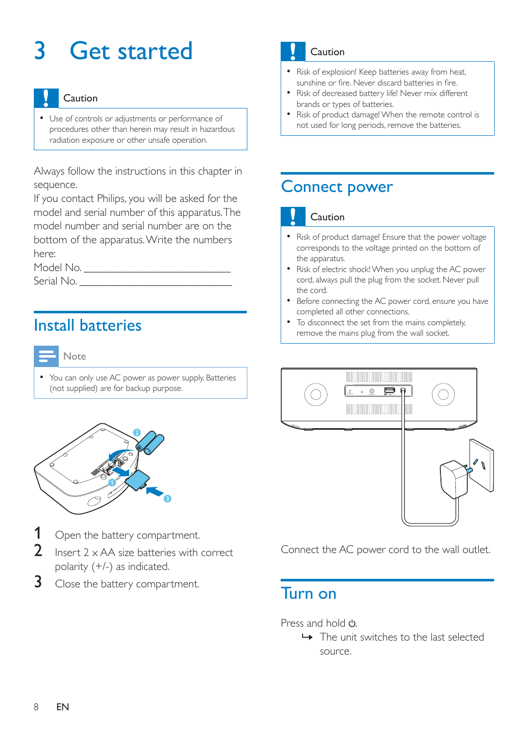# 3 Get started

**Caution**

- Use of controls or adjustments or performance of procedures other than herein may result in hazardous radiation exposure or other unsafe operation.

Always follow the instructions in this chapter in sequence.

If you contact Philips, you will be asked for the model and serial number of this apparatus. The model number and serial number are on the bottom of the apparatus. Write the numbers here:

Model No. __________________________

Serial No. __________________________

## Install batteries

**Note**

- You can only use AC power as power supply. Batteries (not supplied) are for backup purpose.

1. Open the battery compartment.
2. Insert 2 x AA size batteries with correct polarity (+/-) as indicated.
3. Close the battery compartment.

**Caution**

- Risk of explosion! Keep batteries away from heat, sunshine or fire. Never discard batteries in fire.
- Risk of decreased battery life! Never mix different brands or types of batteries.
- Risk of product damage! When the remote control is not used for long periods, remove the batteries.

## Connect power

**Caution**

- Risk of product damage! Ensure that the power voltage corresponds to the voltage printed on the bottom of the apparatus.
- Risk of electric shock! When you unplug the AC power cord, always pull the plug from the socket. Never pull the cord.
- Before connecting the AC power cord, ensure you have completed all other connections.
- To disconnect the set from the mains completely, remove the mains plug from the wall socket.

Connect the AC power cord to the wall outlet.

## Turn on

Press and hold ⏻.

↳ The unit switches to the last selected source.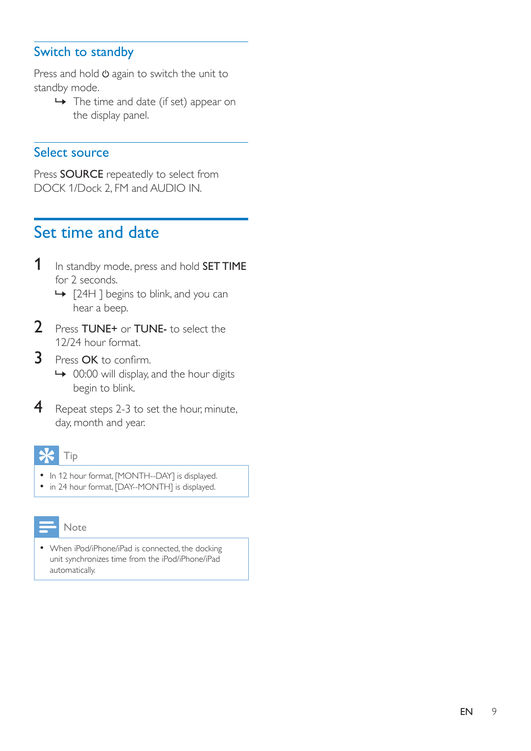## Switch to standby

Press and hold ⏻ again to switch the unit to standby mode.

↳ The time and date (if set) appear on the display panel.

## Select source

Press **SOURCE** repeatedly to select from DOCK 1/Dock 2, FM and AUDIO IN.

# Set time and date

1. In standby mode, press and hold **SET TIME** for 2 seconds.
   ↳ [24H ] begins to blink, and you can hear a beep.
2. Press **TUNE+** or **TUNE-** to select the 12/24 hour format.
3. Press **OK** to confirm.
   ↳ 00:00 will display, and the hour digits begin to blink.
4. Repeat steps 2-3 to set the hour, minute, day, month and year.

**Tip**

- In 12 hour format, [MONTH--DAY] is displayed.
- in 24 hour format, [DAY--MONTH] is displayed.

**Note**

- When iPod/iPhone/iPad is connected, the docking unit synchronizes time from the iPod/iPhone/iPad automatically.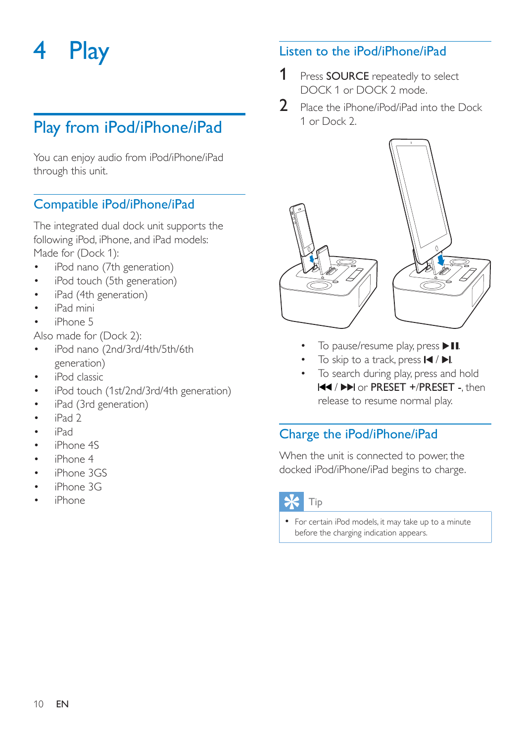# 4 Play

## Play from iPod/iPhone/iPad

You can enjoy audio from iPod/iPhone/iPad through this unit.

### Compatible iPod/iPhone/iPad

The integrated dual dock unit supports the following iPod, iPhone, and iPad models:
Made for (Dock 1):

- iPod nano (7th generation)
- iPod touch (5th generation)
- iPad (4th generation)
- iPad mini
- iPhone 5

Also made for (Dock 2):

- iPod nano (2nd/3rd/4th/5th/6th generation)
- iPod classic
- iPod touch (1st/2nd/3rd/4th generation)
- iPad (3rd generation)
- iPad 2
- iPad
- iPhone 4S
- iPhone 4
- iPhone 3GS
- iPhone 3G
- iPhone

### Listen to the iPod/iPhone/iPad

1. Press **SOURCE** repeatedly to select DOCK 1 or DOCK 2 mode.
2. Place the iPhone/iPod/iPad into the Dock 1 or Dock 2.

- To pause/resume play, press ▶❚❚.
- To skip to a track, press ❚◀ / ▶❚.
- To search during play, press and hold ◀◀ / ▶▶❚ or **PRESET +**/**PRESET -**, then release to resume normal play.

### Charge the iPod/iPhone/iPad

When the unit is connected to power, the docked iPod/iPhone/iPad begins to charge.

**Tip**

- For certain iPod models, it may take up to a minute before the charging indication appears.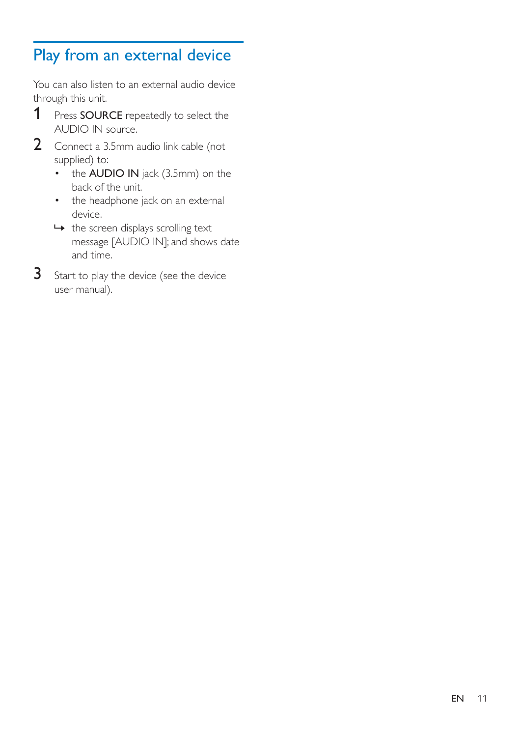## Play from an external device

You can also listen to an external audio device through this unit.

1. Press **SOURCE** repeatedly to select the AUDIO IN source.
2. Connect a 3.5mm audio link cable (not supplied) to:
   - the **AUDIO IN** jack (3.5mm) on the back of the unit.
   - the headphone jack on an external device.

   ↳ the screen displays scrolling text message [AUDIO IN]; and shows date and time.
3. Start to play the device (see the device user manual).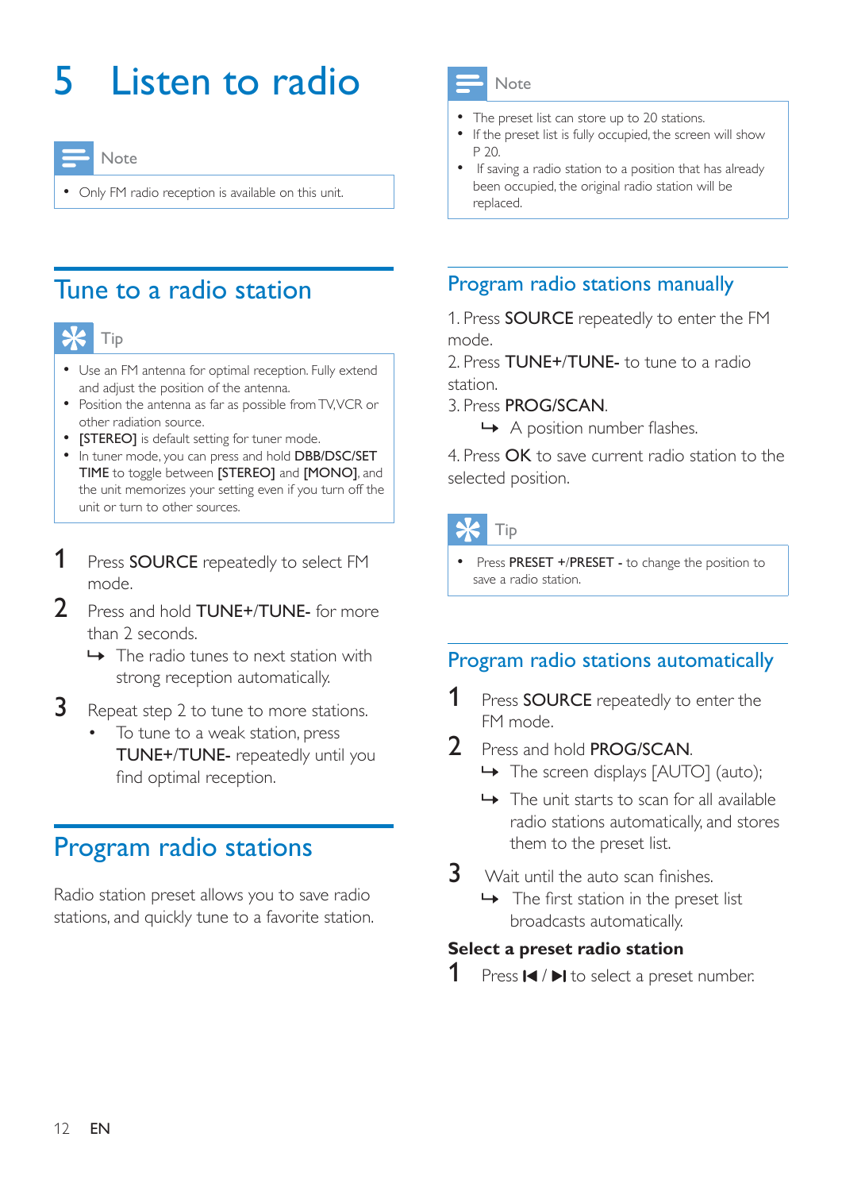# 5 Listen to radio

> **Note**
>
> - Only FM radio reception is available on this unit.

## Tune to a radio station

> **Tip**
>
> - Use an FM antenna for optimal reception. Fully extend and adjust the position of the antenna.
> - Position the antenna as far as possible from TV,VCR or other radiation source.
> - **[STEREO]** is default setting for tuner mode.
> - In tuner mode, you can press and hold **DBB/DSC/SET TIME** to toggle between **[STEREO]** and **[MONO]**, and the unit memorizes your setting even if you turn off the unit or turn to other sources.

1. Press **SOURCE** repeatedly to select FM mode.
2. Press and hold **TUNE+**/**TUNE-** for more than 2 seconds.
   ↪ The radio tunes to next station with strong reception automatically.
3. Repeat step 2 to tune to more stations.
   - To tune to a weak station, press **TUNE+**/**TUNE-** repeatedly until you find optimal reception.

## Program radio stations

Radio station preset allows you to save radio stations, and quickly tune to a favorite station.

> **Note**
>
> - The preset list can store up to 20 stations.
> - If the preset list is fully occupied, the screen will show P 20.
> - If saving a radio station to a position that has already been occupied, the original radio station will be replaced.

### Program radio stations manually

1. Press **SOURCE** repeatedly to enter the FM mode.
2. Press **TUNE+**/**TUNE-** to tune to a radio station.
3. Press **PROG/SCAN**.
   ↪ A position number flashes.
4. Press **OK** to save current radio station to the selected position.

> **Tip**
>
> - Press **PRESET +**/**PRESET -** to change the position to save a radio station.

### Program radio stations automatically

1. Press **SOURCE** repeatedly to enter the FM mode.
2. Press and hold **PROG/SCAN**.
   ↪ The screen displays [AUTO] (auto);
   ↪ The unit starts to scan for all available radio stations automatically, and stores them to the preset list.
3. Wait until the auto scan finishes.
   ↪ The first station in the preset list broadcasts automatically.

**Select a preset radio station**

1. Press ⏮ / ⏭ to select a preset number.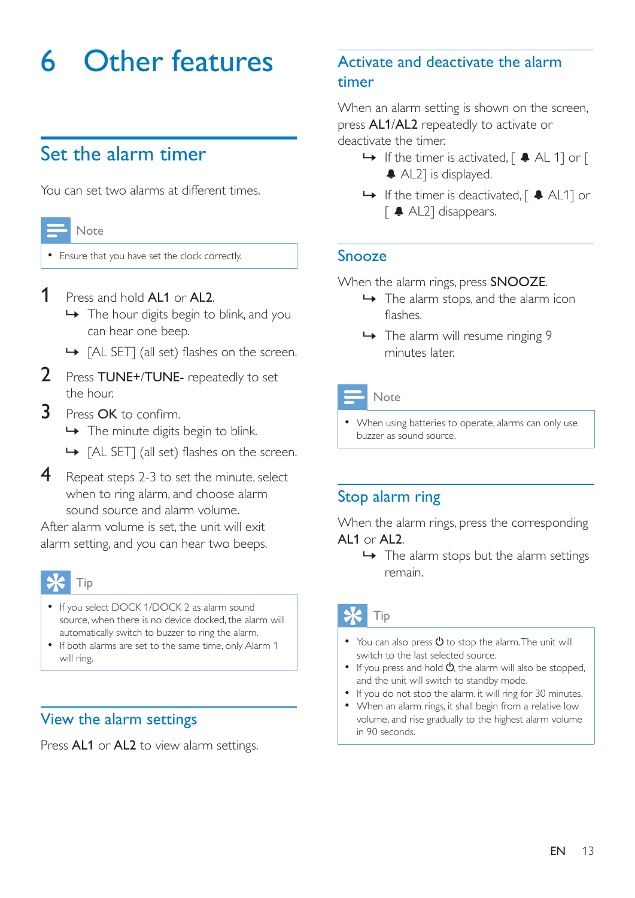# 6 Other features

## Set the alarm timer

You can set two alarms at different times.

> **Note**
>
> - Ensure that you have set the clock correctly.

1. Press and hold **AL1** or **AL2**.
   - ↳ The hour digits begin to blink, and you can hear one beep.
   - ↳ [AL SET] (all set) flashes on the screen.
2. Press **TUNE+**/**TUNE-** repeatedly to set the hour.
3. Press **OK** to confirm.
   - ↳ The minute digits begin to blink.
   - ↳ [AL SET] (all set) flashes on the screen.
4. Repeat steps 2-3 to set the minute, select when to ring alarm, and choose alarm sound source and alarm volume.

After alarm volume is set, the unit will exit alarm setting, and you can hear two beeps.

> **Tip**
>
> - If you select DOCK 1/DOCK 2 as alarm sound source, when there is no device docked, the alarm will automatically switch to buzzer to ring the alarm.
> - If both alarms are set to the same time, only Alarm 1 will ring.

## View the alarm settings

Press **AL1** or **AL2** to view alarm settings.

## Activate and deactivate the alarm timer

When an alarm setting is shown on the screen, press **AL1**/**AL2** repeatedly to activate or deactivate the timer.

- ↳ If the timer is activated, [ 🔔 AL 1] or [ 🔔 AL2] is displayed.
- ↳ If the timer is deactivated, [ 🔔 AL1] or [ 🔔 AL2] disappears.

## Snooze

When the alarm rings, press **SNOOZE**.

- ↳ The alarm stops, and the alarm icon flashes.
- ↳ The alarm will resume ringing 9 minutes later.

> **Note**
>
> - When using batteries to operate, alarms can only use buzzer as sound source.

## Stop alarm ring

When the alarm rings, press the corresponding **AL1** or **AL2**.

- ↳ The alarm stops but the alarm settings remain.

> **Tip**
>
> - You can also press ⏻ to stop the alarm. The unit will switch to the last selected source.
> - If you press and hold ⏻, the alarm will also be stopped, and the unit will switch to standby mode.
> - If you do not stop the alarm, it will ring for 30 minutes.
> - When an alarm rings, it shall begin from a relative low volume, and rise gradually to the highest alarm volume in 90 seconds.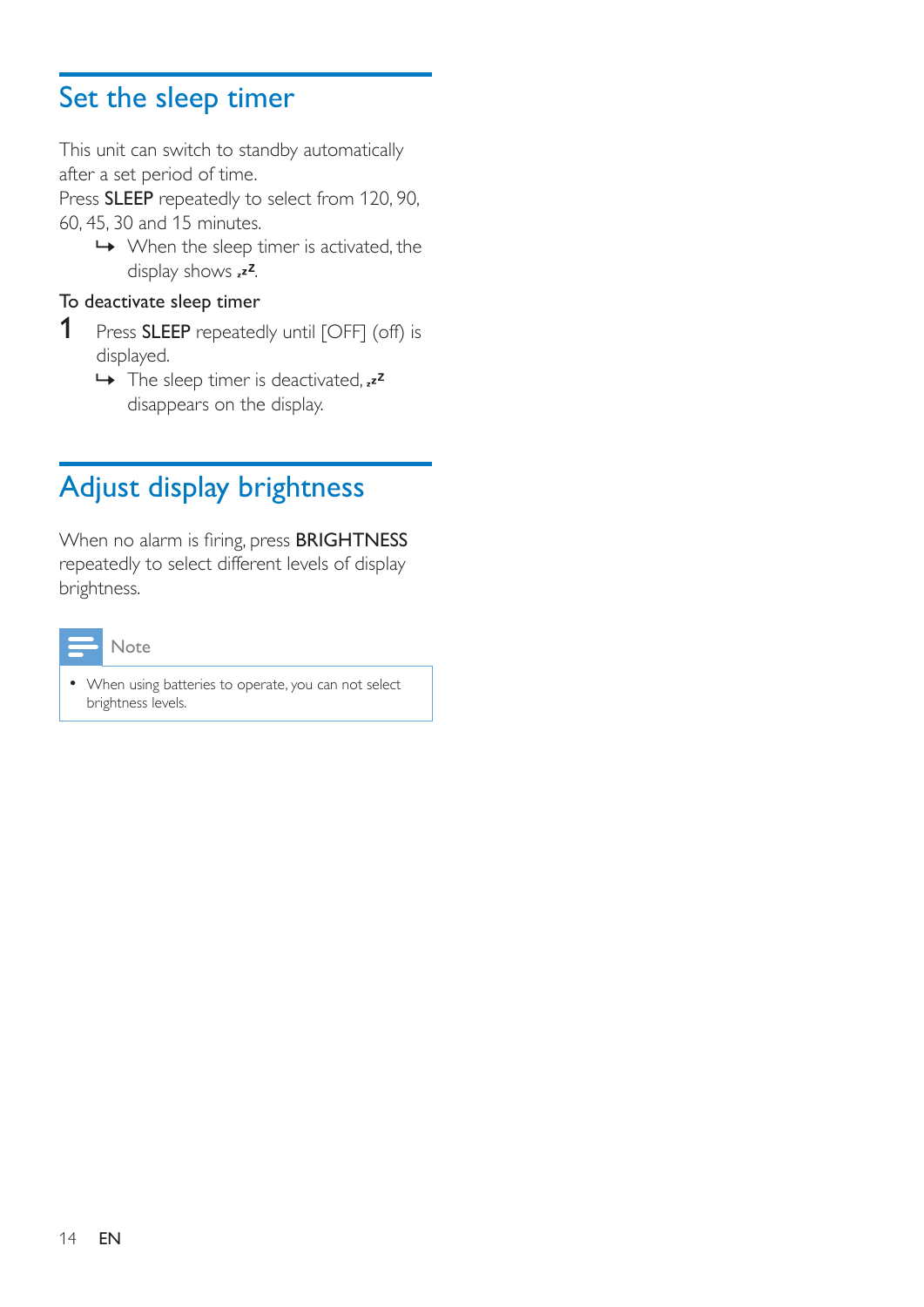## Set the sleep timer

This unit can switch to standby automatically after a set period of time.

Press **SLEEP** repeatedly to select from 120, 90, 60, 45, 30 and 15 minutes.

↳ When the sleep timer is activated, the display shows zzZ.

**To deactivate sleep timer**

1. Press **SLEEP** repeatedly until [OFF] (off) is displayed.
   ↳ The sleep timer is deactivated, zzZ disappears on the display.

## Adjust display brightness

When no alarm is firing, press **BRIGHTNESS** repeatedly to select different levels of display brightness.

**Note**

- When using batteries to operate, you can not select brightness levels.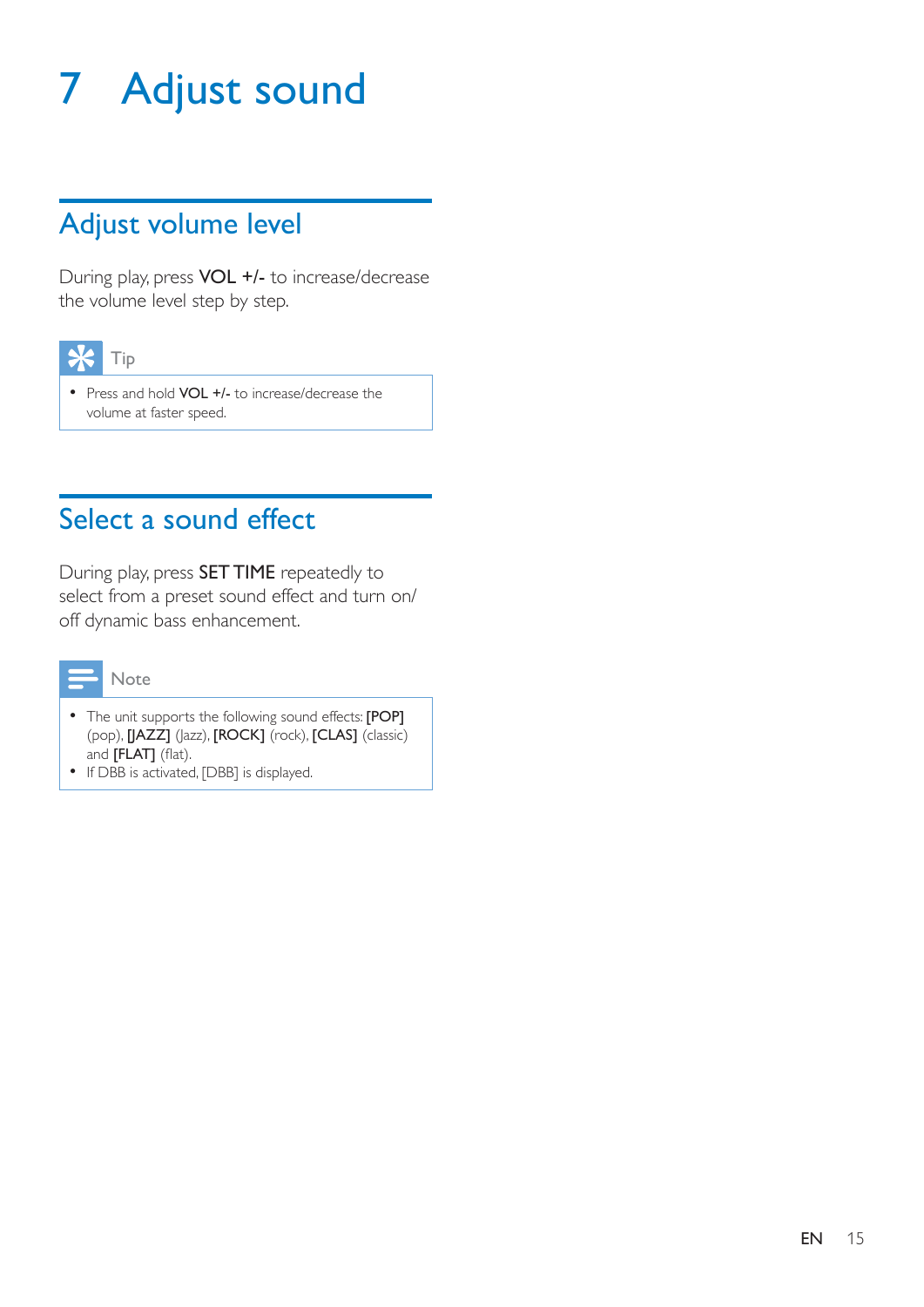# 7 Adjust sound

## Adjust volume level

During play, press **VOL +/-** to increase/decrease the volume level step by step.

**Tip**

- Press and hold **VOL +/-** to increase/decrease the volume at faster speed.

## Select a sound effect

During play, press **SET TIME** repeatedly to select from a preset sound effect and turn on/off dynamic bass enhancement.

**Note**

- The unit supports the following sound effects: **[POP]** (pop), **[JAZZ]** (Jazz), **[ROCK]** (rock), **[CLAS]** (classic) and **[FLAT]** (flat).
- If DBB is activated, [DBB] is displayed.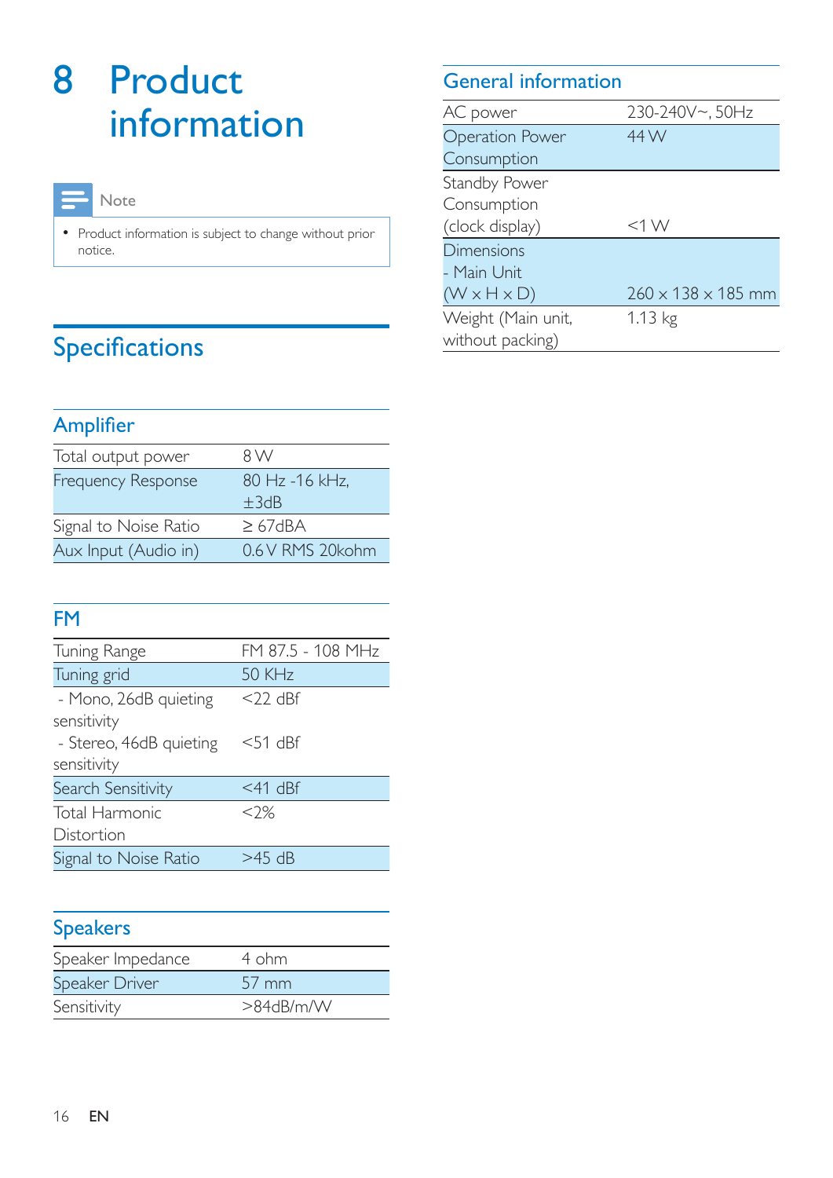# 8 Product information

> **Note**
>
> - Product information is subject to change without prior notice.

## Specifications

### Amplifier

| | |
|---|---|
| Total output power | 8 W |
| Frequency Response | 80 Hz -16 kHz, ±3dB |
| Signal to Noise Ratio | ≥ 67dBA |
| Aux Input (Audio in) | 0.6 V RMS 20kohm |

### FM

| | |
|---|---|
| Tuning Range | FM 87.5 - 108 MHz |
| Tuning grid | 50 KHz |
| - Mono, 26dB quieting sensitivity | <22 dBf |
| - Stereo, 46dB quieting sensitivity | <51 dBf |
| Search Sensitivity | <41 dBf |
| Total Harmonic Distortion | <2% |
| Signal to Noise Ratio | >45 dB |

### Speakers

| | |
|---|---|
| Speaker Impedance | 4 ohm |
| Speaker Driver | 57 mm |
| Sensitivity | >84dB/m/W |

### General information

| | |
|---|---|
| AC power | 230-240V~, 50Hz |
| Operation Power Consumption | 44 W |
| Standby Power Consumption (clock display) | <1 W |
| Dimensions - Main Unit (W x H x D) | 260 x 138 x 185 mm |
| Weight (Main unit, without packing) | 1.13 kg |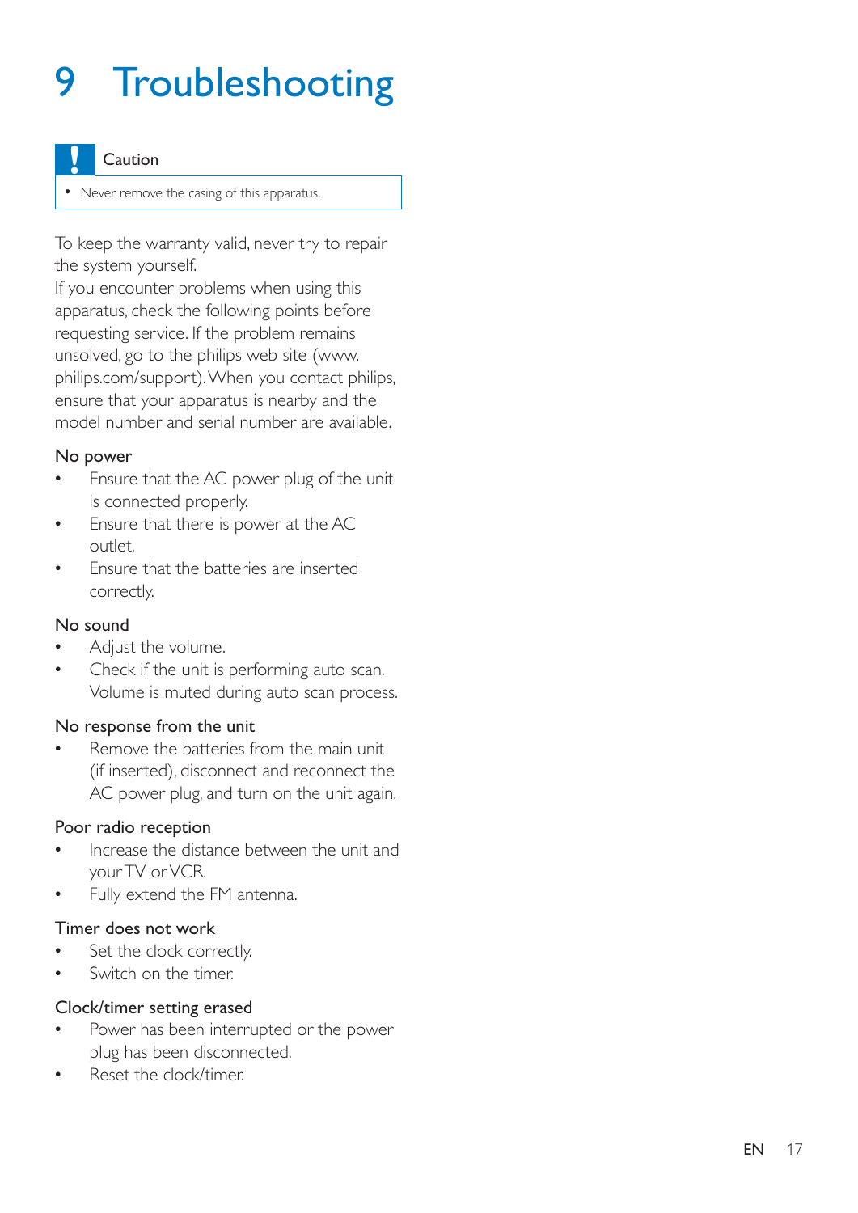# 9 Troubleshooting

**Caution**

- Never remove the casing of this apparatus.

To keep the warranty valid, never try to repair the system yourself.
If you encounter problems when using this apparatus, check the following points before requesting service. If the problem remains unsolved, go to the philips web site (www.philips.com/support). When you contact philips, ensure that your apparatus is nearby and the model number and serial number are available.

### No power

- Ensure that the AC power plug of the unit is connected properly.
- Ensure that there is power at the AC outlet.
- Ensure that the batteries are inserted correctly.

### No sound

- Adjust the volume.
- Check if the unit is performing auto scan. Volume is muted during auto scan process.

### No response from the unit

- Remove the batteries from the main unit (if inserted), disconnect and reconnect the AC power plug, and turn on the unit again.

### Poor radio reception

- Increase the distance between the unit and your TV or VCR.
- Fully extend the FM antenna.

### Timer does not work

- Set the clock correctly.
- Switch on the timer.

### Clock/timer setting erased

- Power has been interrupted or the power plug has been disconnected.
- Reset the clock/timer.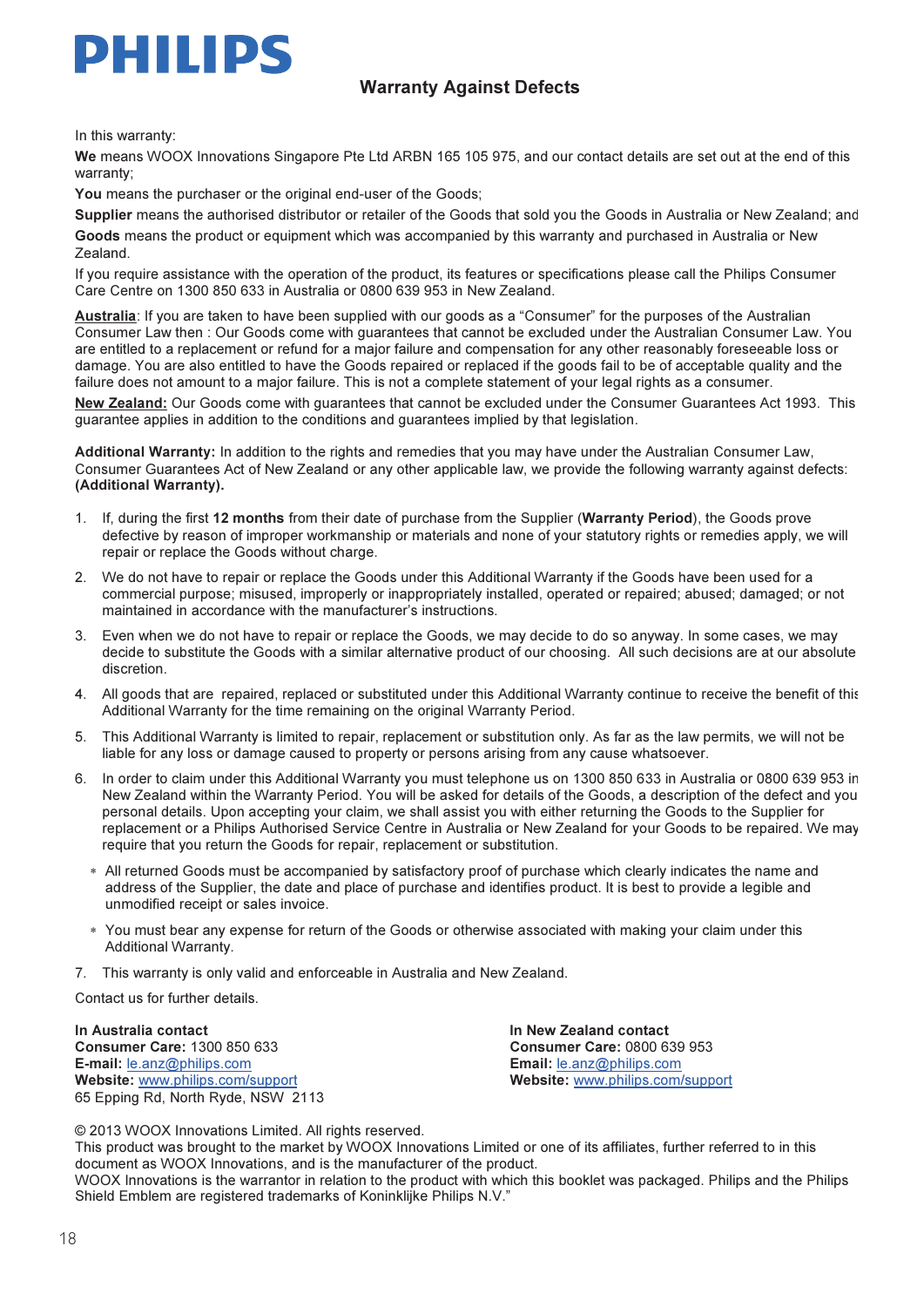PHILIPS

# Warranty Against Defects

In this warranty:

**We** means WOOX Innovations Singapore Pte Ltd ARBN 165 105 975, and our contact details are set out at the end of this warranty;

**You** means the purchaser or the original end-user of the Goods;

**Supplier** means the authorised distributor or retailer of the Goods that sold you the Goods in Australia or New Zealand; and

**Goods** means the product or equipment which was accompanied by this warranty and purchased in Australia or New Zealand.

If you require assistance with the operation of the product, its features or specifications please call the Philips Consumer Care Centre on 1300 850 633 in Australia or 0800 639 953 in New Zealand.

**Australia**: If you are taken to have been supplied with our goods as a “Consumer” for the purposes of the Australian Consumer Law then : Our Goods come with guarantees that cannot be excluded under the Australian Consumer Law. You are entitled to a replacement or refund for a major failure and compensation for any other reasonably foreseeable loss or damage. You are also entitled to have the Goods repaired or replaced if the goods fail to be of acceptable quality and the failure does not amount to a major failure. This is not a complete statement of your legal rights as a consumer.

**New Zealand:** Our Goods come with guarantees that cannot be excluded under the Consumer Guarantees Act 1993. This guarantee applies in addition to the conditions and guarantees implied by that legislation.

**Additional Warranty:** In addition to the rights and remedies that you may have under the Australian Consumer Law, Consumer Guarantees Act of New Zealand or any other applicable law, we provide the following warranty against defects: **(Additional Warranty).**

1. If, during the first **12 months** from their date of purchase from the Supplier (**Warranty Period**), the Goods prove defective by reason of improper workmanship or materials and none of your statutory rights or remedies apply, we will repair or replace the Goods without charge.
2. We do not have to repair or replace the Goods under this Additional Warranty if the Goods have been used for a commercial purpose; misused, improperly or inappropriately installed, operated or repaired; abused; damaged; or not maintained in accordance with the manufacturer’s instructions.
3. Even when we do not have to repair or replace the Goods, we may decide to do so anyway. In some cases, we may decide to substitute the Goods with a similar alternative product of our choosing. All such decisions are at our absolute discretion.
4. All goods that are repaired, replaced or substituted under this Additional Warranty continue to receive the benefit of this Additional Warranty for the time remaining on the original Warranty Period.
5. This Additional Warranty is limited to repair, replacement or substitution only. As far as the law permits, we will not be liable for any loss or damage caused to property or persons arising from any cause whatsoever.
6. In order to claim under this Additional Warranty you must telephone us on 1300 850 633 in Australia or 0800 639 953 in New Zealand within the Warranty Period. You will be asked for details of the Goods, a description of the defect and you personal details. Upon accepting your claim, we shall assist you with either returning the Goods to the Supplier for replacement or a Philips Authorised Service Centre in Australia or New Zealand for your Goods to be repaired. We may require that you return the Goods for repair, replacement or substitution.
   - All returned Goods must be accompanied by satisfactory proof of purchase which clearly indicates the name and address of the Supplier, the date and place of purchase and identifies product. It is best to provide a legible and unmodified receipt or sales invoice.
   - You must bear any expense for return of the Goods or otherwise associated with making your claim under this Additional Warranty.
7. This warranty is only valid and enforceable in Australia and New Zealand.

Contact us for further details.

**In Australia contact**
**Consumer Care:** 1300 850 633
**E-mail:** le.anz@philips.com
**Website:** www.philips.com/support
65 Epping Rd, North Ryde, NSW 2113

**In New Zealand contact**
**Consumer Care:** 0800 639 953
**Email:** le.anz@philips.com
**Website:** www.philips.com/support

© 2013 WOOX Innovations Limited. All rights reserved.
This product was brought to the market by WOOX Innovations Limited or one of its affiliates, further referred to in this document as WOOX Innovations, and is the manufacturer of the product.
WOOX Innovations is the warrantor in relation to the product with which this booklet was packaged. Philips and the Philips Shield Emblem are registered trademarks of Koninklijke Philips N.V.”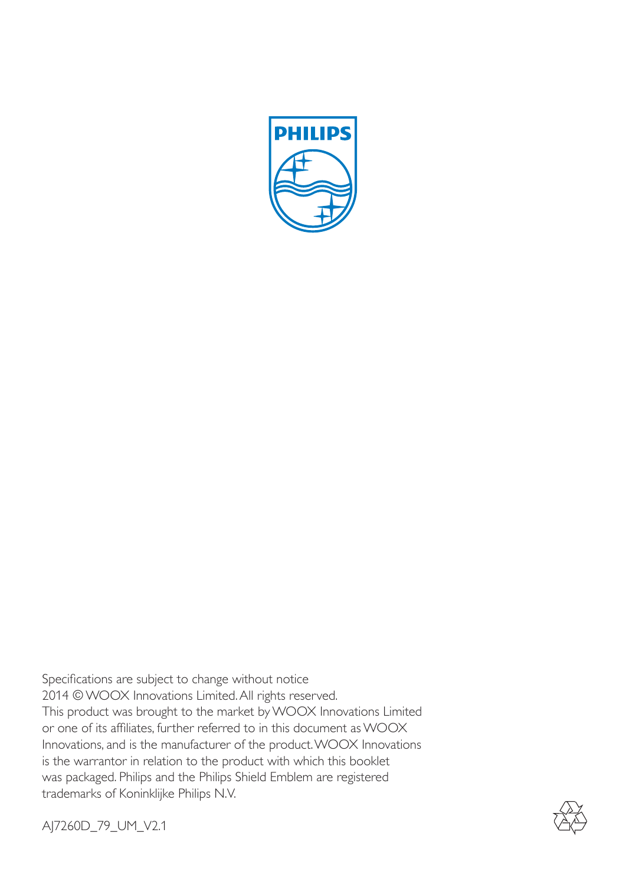PHILIPS

Specifications are subject to change without notice
2014 © WOOX Innovations Limited. All rights reserved.
This product was brought to the market by WOOX Innovations Limited or one of its affiliates, further referred to in this document as WOOX Innovations, and is the manufacturer of the product. WOOX Innovations is the warrantor in relation to the product with which this booklet was packaged. Philips and the Philips Shield Emblem are registered trademarks of Koninklijke Philips N.V.

AJ7260D_79_UM_V2.1